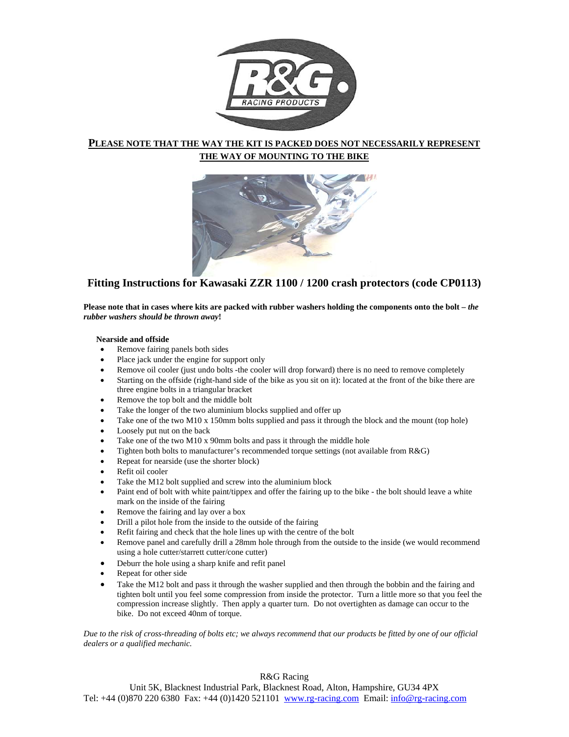**<u>PLEASE NOTE THAT THE WAY THE KIT IS PACKED DOES NOT NECESSARILY REPRESENT THE WAY OF MOUNTING TO THE BIKE</u>**

## Fitting Instructions for Kawasaki ZZR 1100 / 1200 crash protectors (code CP0113)

**Please note that in cases where kits are packed with rubber washers holding the components onto the bolt – *the rubber washers should be thrown away*!**

**Nearside and offside**

- Remove fairing panels both sides
- Place jack under the engine for support only
- Remove oil cooler (just undo bolts -the cooler will drop forward) there is no need to remove completely
- Starting on the offside (right-hand side of the bike as you sit on it): located at the front of the bike there are three engine bolts in a triangular bracket
- Remove the top bolt and the middle bolt
- Take the longer of the two aluminium blocks supplied and offer up
- Take one of the two M10 x 150mm bolts supplied and pass it through the block and the mount (top hole)
- Loosely put nut on the back
- Take one of the two M10 x 90mm bolts and pass it through the middle hole
- Tighten both bolts to manufacturer's recommended torque settings (not available from R&G)
- Repeat for nearside (use the shorter block)
- Refit oil cooler
- Take the M12 bolt supplied and screw into the aluminium block
- Paint end of bolt with white paint/tippex and offer the fairing up to the bike - the bolt should leave a white mark on the inside of the fairing
- Remove the fairing and lay over a box
- Drill a pilot hole from the inside to the outside of the fairing
- Refit fairing and check that the hole lines up with the centre of the bolt
- Remove panel and carefully drill a 28mm hole through from the outside to the inside (we would recommend using a hole cutter/starrett cutter/cone cutter)
- Deburr the hole using a sharp knife and refit panel
- Repeat for other side
- Take the M12 bolt and pass it through the washer supplied and then through the bobbin and the fairing and tighten bolt until you feel some compression from inside the protector. Turn a little more so that you feel the compression increase slightly. Then apply a quarter turn. Do not overtighten as damage can occur to the bike. Do not exceed 40nm of torque.

*Due to the risk of cross-threading of bolts etc; we always recommend that our products be fitted by one of our official dealers or a qualified mechanic.*

R&G Racing
Unit 5K, Blacknest Industrial Park, Blacknest Road, Alton, Hampshire, GU34 4PX
Tel: +44 (0)870 220 6380 Fax: +44 (0)1420 521101 www.rg-racing.com Email: info@rg-racing.com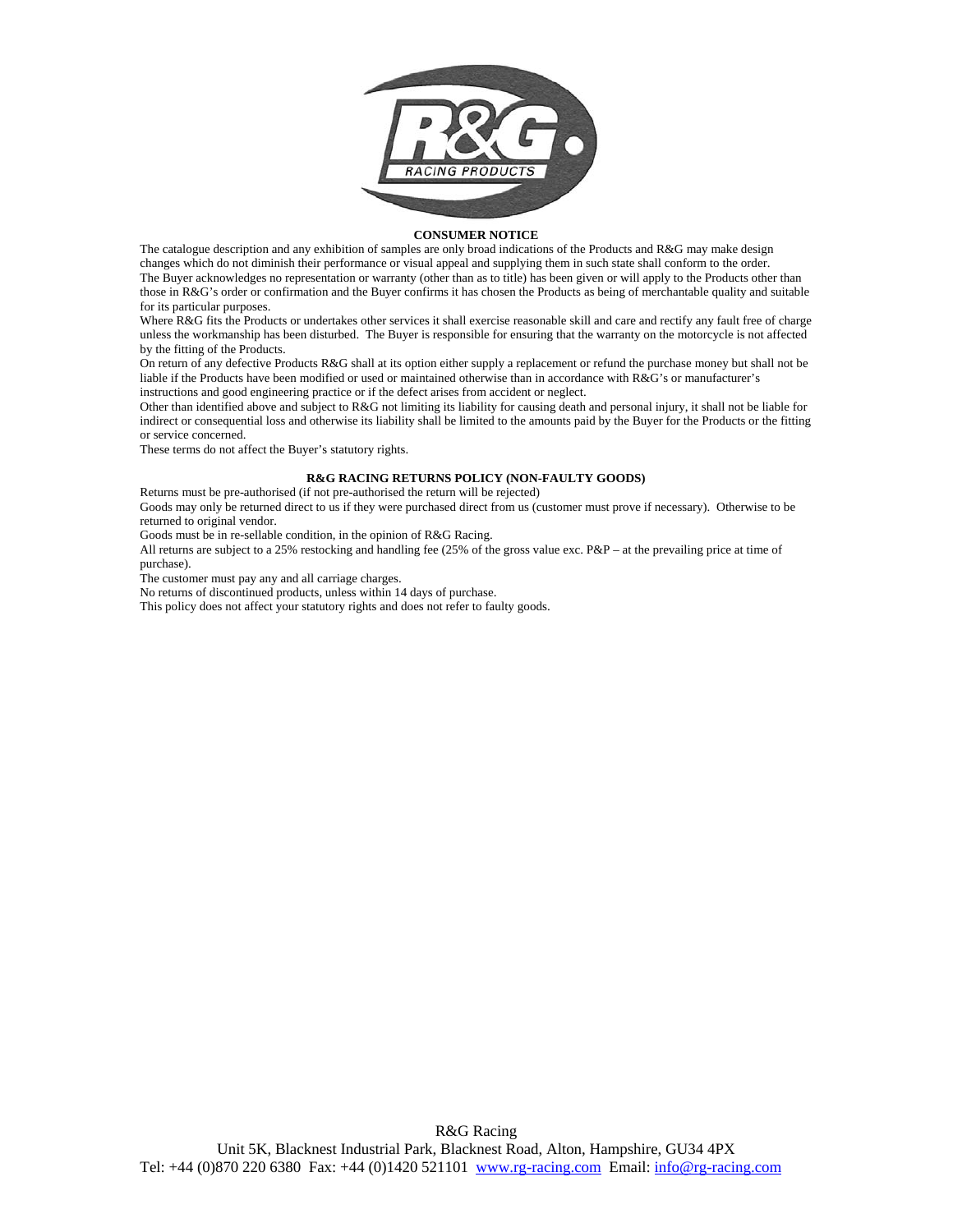## CONSUMER NOTICE

The catalogue description and any exhibition of samples are only broad indications of the Products and R&G may make design changes which do not diminish their performance or visual appeal and supplying them in such state shall conform to the order.
The Buyer acknowledges no representation or warranty (other than as to title) has been given or will apply to the Products other than those in R&G's order or confirmation and the Buyer confirms it has chosen the Products as being of merchantable quality and suitable for its particular purposes.
Where R&G fits the Products or undertakes other services it shall exercise reasonable skill and care and rectify any fault free of charge unless the workmanship has been disturbed. The Buyer is responsible for ensuring that the warranty on the motorcycle is not affected by the fitting of the Products.
On return of any defective Products R&G shall at its option either supply a replacement or refund the purchase money but shall not be liable if the Products have been modified or used or maintained otherwise than in accordance with R&G's or manufacturer's instructions and good engineering practice or if the defect arises from accident or neglect.
Other than identified above and subject to R&G not limiting its liability for causing death and personal injury, it shall not be liable for indirect or consequential loss and otherwise its liability shall be limited to the amounts paid by the Buyer for the Products or the fitting or service concerned.
These terms do not affect the Buyer's statutory rights.

## R&G RACING RETURNS POLICY (NON-FAULTY GOODS)

Returns must be pre-authorised (if not pre-authorised the return will be rejected)
Goods may only be returned direct to us if they were purchased direct from us (customer must prove if necessary). Otherwise to be returned to original vendor.
Goods must be in re-sellable condition, in the opinion of R&G Racing.
All returns are subject to a 25% restocking and handling fee (25% of the gross value exc. P&P – at the prevailing price at time of purchase).
The customer must pay any and all carriage charges.
No returns of discontinued products, unless within 14 days of purchase.
This policy does not affect your statutory rights and does not refer to faulty goods.

R&G Racing
Unit 5K, Blacknest Industrial Park, Blacknest Road, Alton, Hampshire, GU34 4PX
Tel: +44 (0)870 220 6380 Fax: +44 (0)1420 521101 www.rg-racing.com Email: info@rg-racing.com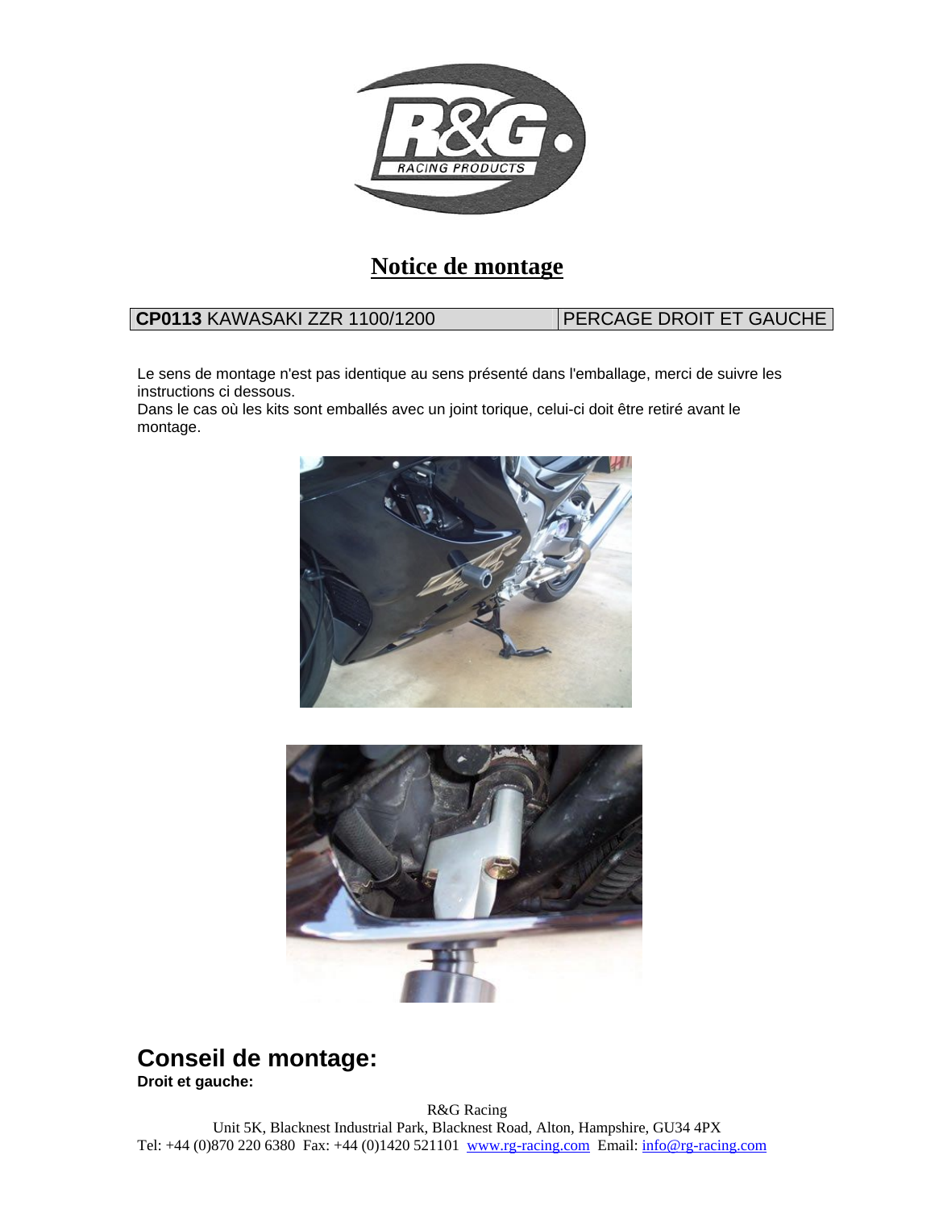# Notice de montage

| **CP0113** KAWASAKI ZZR 1100/1200 | PERCAGE DROIT ET GAUCHE |
|---|---|

Le sens de montage n'est pas identique au sens présenté dans l'emballage, merci de suivre les instructions ci dessous.
Dans le cas où les kits sont emballés avec un joint torique, celui-ci doit être retiré avant le montage.

## Conseil de montage:

**Droit et gauche:**

R&G Racing
Unit 5K, Blacknest Industrial Park, Blacknest Road, Alton, Hampshire, GU34 4PX
Tel: +44 (0)870 220 6380 Fax: +44 (0)1420 521101 www.rg-racing.com Email: info@rg-racing.com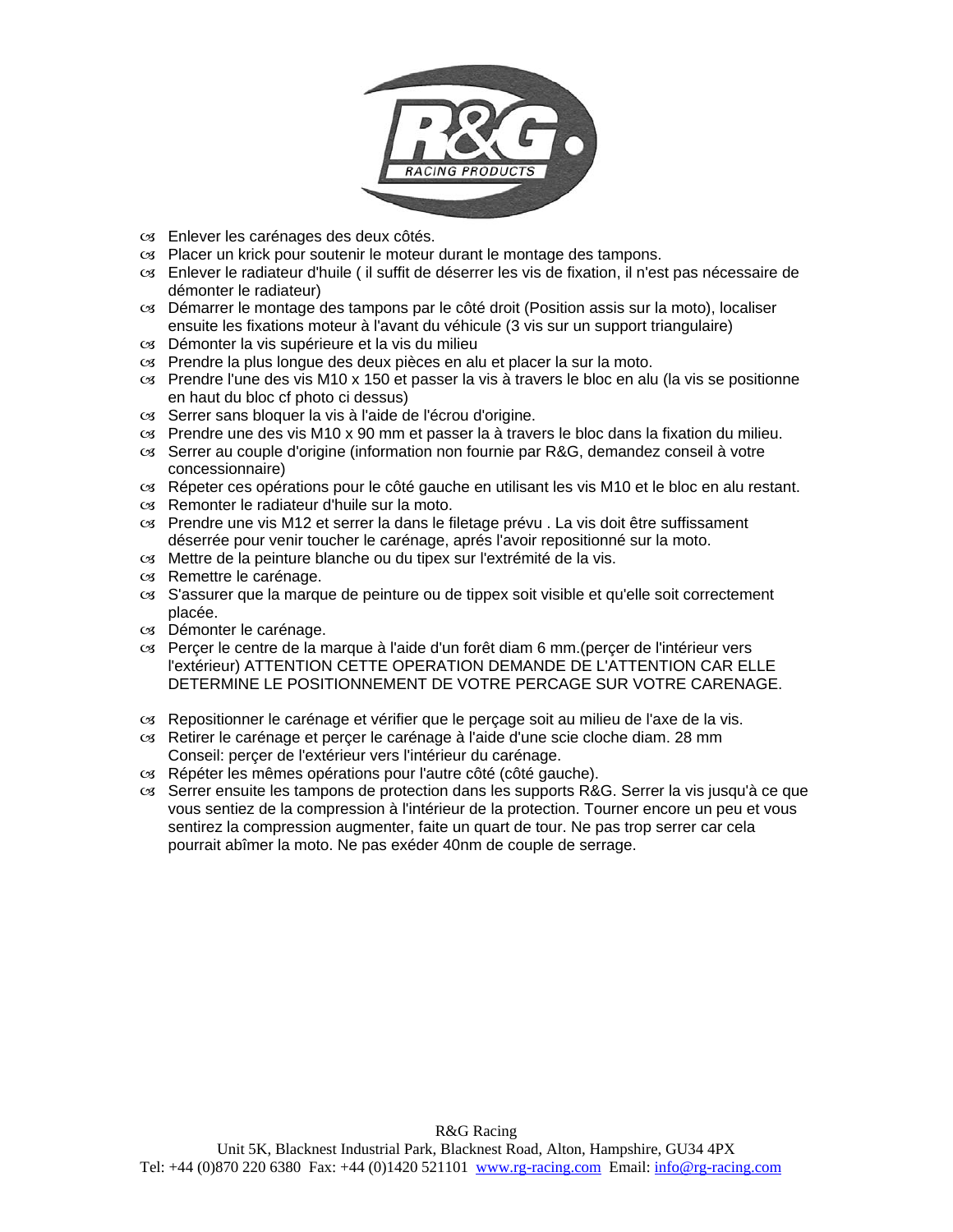- Enlever les carénages des deux côtés.
- Placer un krick pour soutenir le moteur durant le montage des tampons.
- Enlever le radiateur d'huile ( il suffit de déserrer les vis de fixation, il n'est pas nécessaire de démonter le radiateur)
- Démarrer le montage des tampons par le côté droit (Position assis sur la moto), localiser ensuite les fixations moteur à l'avant du véhicule (3 vis sur un support triangulaire)
- Démonter la vis supérieure et la vis du milieu
- Prendre la plus longue des deux pièces en alu et placer la sur la moto.
- Prendre l'une des vis M10 x 150 et passer la vis à travers le bloc en alu (la vis se positionne en haut du bloc cf photo ci dessus)
- Serrer sans bloquer la vis à l'aide de l'écrou d'origine.
- Prendre une des vis M10 x 90 mm et passer la à travers le bloc dans la fixation du milieu.
- Serrer au couple d'origine (information non fournie par R&G, demandez conseil à votre concessionnaire)
- Répeter ces opérations pour le côté gauche en utilisant les vis M10 et le bloc en alu restant.
- Remonter le radiateur d'huile sur la moto.
- Prendre une vis M12 et serrer la dans le filetage prévu . La vis doit être suffissament déserrée pour venir toucher le carénage, aprés l'avoir repositionné sur la moto.
- Mettre de la peinture blanche ou du tipex sur l'extrémité de la vis.
- Remettre le carénage.
- S'assurer que la marque de peinture ou de tippex soit visible et qu'elle soit correctement placée.
- Démonter le carénage.
- Perçer le centre de la marque à l'aide d'un forêt diam 6 mm.(perçer de l'intérieur vers l'extérieur) ATTENTION CETTE OPERATION DEMANDE DE L'ATTENTION CAR ELLE DETERMINE LE POSITIONNEMENT DE VOTRE PERCAGE SUR VOTRE CARENAGE.
- Repositionner le carénage et vérifier que le perçage soit au milieu de l'axe de la vis.
- Retirer le carénage et perçer le carénage à l'aide d'une scie cloche diam. 28 mm  
  Conseil: perçer de l'extérieur vers l'intérieur du carénage.
- Répéter les mêmes opérations pour l'autre côté (côté gauche).
- Serrer ensuite les tampons de protection dans les supports R&G. Serrer la vis jusqu'à ce que vous sentiez de la compression à l'intérieur de la protection. Tourner encore un peu et vous sentirez la compression augmenter, faite un quart de tour. Ne pas trop serrer car cela pourrait abîmer la moto. Ne pas exéder 40nm de couple de serrage.

R&G Racing  
Unit 5K, Blacknest Industrial Park, Blacknest Road, Alton, Hampshire, GU34 4PX  
Tel: +44 (0)870 220 6380 Fax: +44 (0)1420 521101 www.rg-racing.com Email: info@rg-racing.com